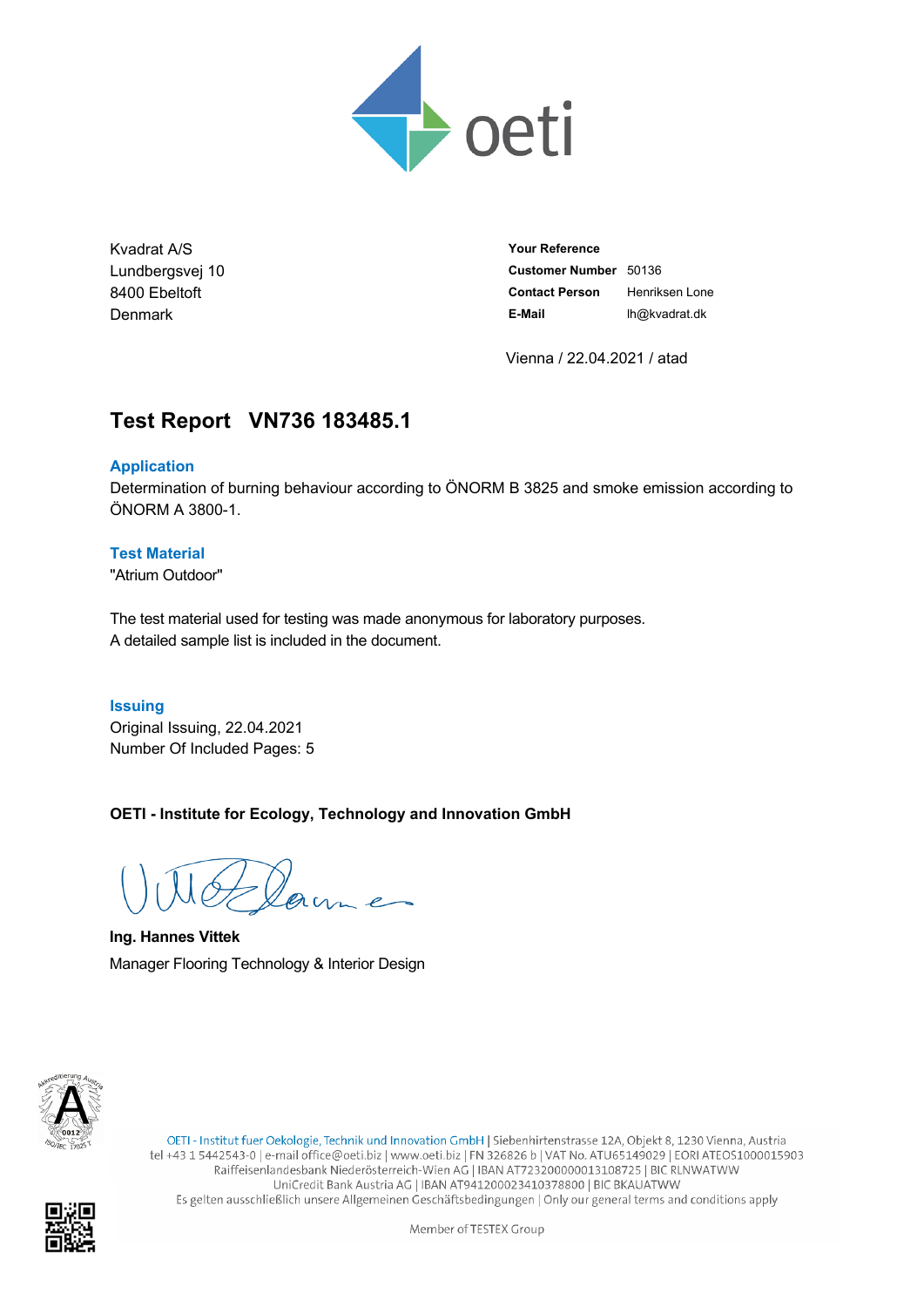Kvadrat A/S
Lundbergsvej 10
8400 Ebeltoft
Denmark

**Your Reference**
**Customer Number** 50136
**Contact Person** Henriksen Lone
**E-Mail** lh@kvadrat.dk

Vienna / 22.04.2021 / atad

# Test Report VN736 183485.1

## Application

Determination of burning behaviour according to ÖNORM B 3825 and smoke emission according to ÖNORM A 3800-1.

## Test Material

"Atrium Outdoor"

The test material used for testing was made anonymous for laboratory purposes.
A detailed sample list is included in the document.

## Issuing

Original Issuing, 22.04.2021
Number Of Included Pages: 5

**OETI - Institute for Ecology, Technology and Innovation GmbH**

**Ing. Hannes Vittek**
Manager Flooring Technology & Interior Design

OETI - Institut fuer Oekologie, Technik und Innovation GmbH | Siebenhirtenstrasse 12A, Objekt 8, 1230 Vienna, Austria
tel +43 1 5442543-0 | e-mail office@oeti.biz | www.oeti.biz | FN 326826 b | VAT No. ATU65149029 | EORI ATEOS1000015903
Raiffeisenlandesbank Niederösterreich-Wien AG | IBAN AT723200000013108725 | BIC RLNWATWW
UniCredit Bank Austria AG | IBAN AT941200023410378800 | BIC BKAUATWW
Es gelten ausschließlich unsere Allgemeinen Geschäftsbedingungen | Only our general terms and conditions apply

Member of TESTEX Group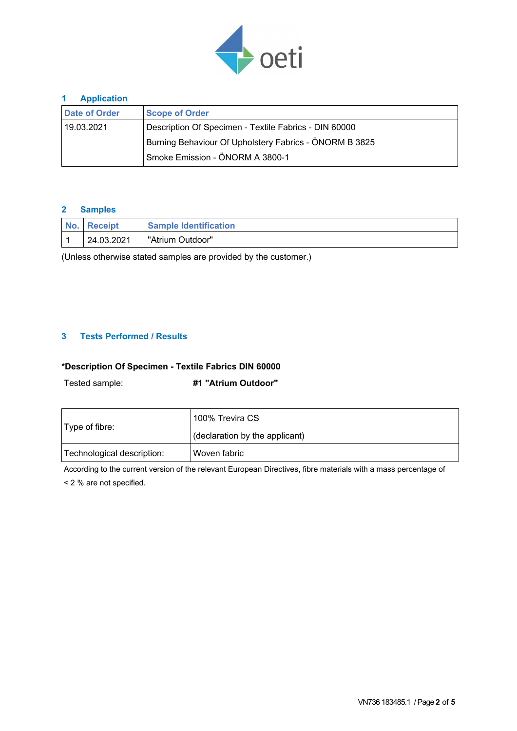## 1 Application

| Date of Order | Scope of Order |
|---|---|
| 19.03.2021 | Description Of Specimen - Textile Fabrics - DIN 60000<br>Burning Behaviour Of Upholstery Fabrics - ÖNORM B 3825<br>Smoke Emission - ÖNORM A 3800-1 |

## 2 Samples

| No. | Receipt | Sample Identification |
|---|---|---|
| 1 | 24.03.2021 | "Atrium Outdoor" |

(Unless otherwise stated samples are provided by the customer.)

## 3 Tests Performed / Results

**\*Description Of Specimen - Textile Fabrics DIN 60000**

Tested sample: **#1 "Atrium Outdoor"**

| | |
|---|---|
| Type of fibre: | 100% Trevira CS<br>(declaration by the applicant) |
| Technological description: | Woven fabric |

According to the current version of the relevant European Directives, fibre materials with a mass percentage of < 2 % are not specified.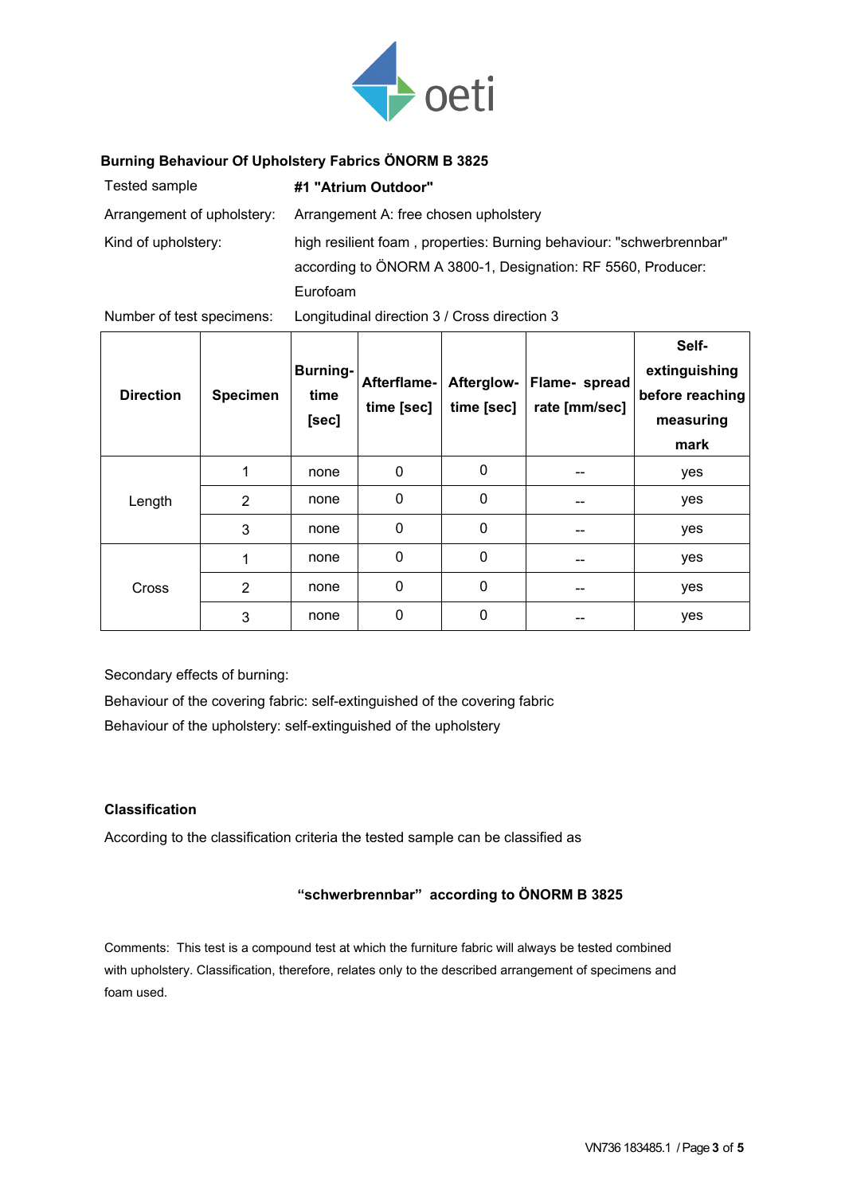**Burning Behaviour Of Upholstery Fabrics ÖNORM B 3825**

| | |
|---|---|
| Tested sample | **#1 "Atrium Outdoor"** |
| Arrangement of upholstery: | Arrangement A: free chosen upholstery |
| Kind of upholstery: | high resilient foam , properties: Burning behaviour: "schwerbrennbar" according to ÖNORM A 3800-1, Designation: RF 5560, Producer: Eurofoam |
| Number of test specimens: | Longitudinal direction 3 / Cross direction 3 |

| Direction | Specimen | Burning-time [sec] | Afterflame-time [sec] | Afterglow-time [sec] | Flame- spread rate [mm/sec] | Self-extinguishing before reaching measuring mark |
|---|---|---|---|---|---|---|
| Length | 1 | none | 0 | 0 | -- | yes |
| | 2 | none | 0 | 0 | -- | yes |
| | 3 | none | 0 | 0 | -- | yes |
| Cross | 1 | none | 0 | 0 | -- | yes |
| | 2 | none | 0 | 0 | -- | yes |
| | 3 | none | 0 | 0 | -- | yes |

Secondary effects of burning:

Behaviour of the covering fabric: self-extinguished of the covering fabric

Behaviour of the upholstery: self-extinguished of the upholstery

**Classification**

According to the classification criteria the tested sample can be classified as

**"schwerbrennbar" according to ÖNORM B 3825**

Comments: This test is a compound test at which the furniture fabric will always be tested combined with upholstery. Classification, therefore, relates only to the described arrangement of specimens and foam used.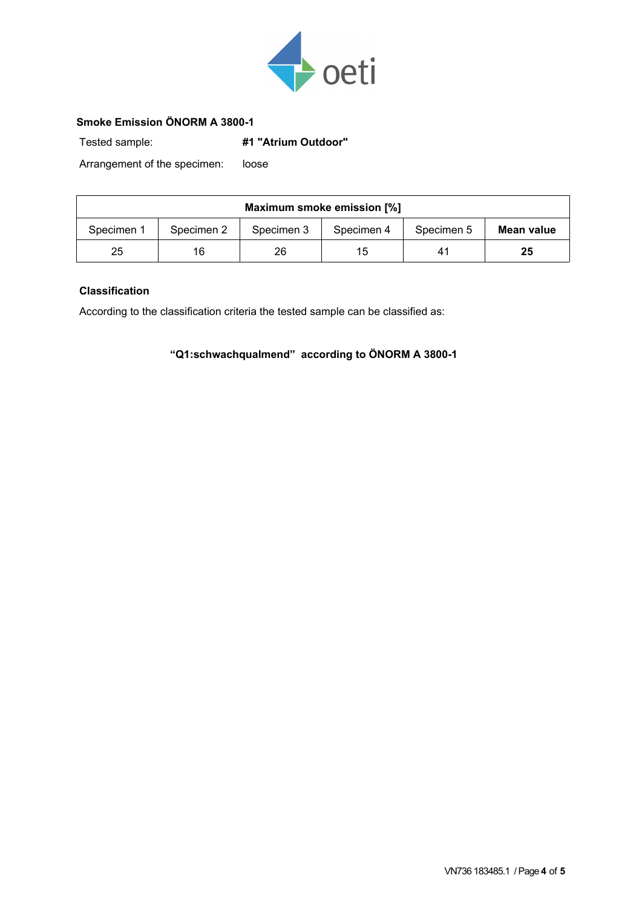## Smoke Emission ÖNORM A 3800-1

Tested sample: **#1 "Atrium Outdoor"**

Arrangement of the specimen: loose

| Maximum smoke emission [%] | | | | | |
|---|---|---|---|---|---|
| Specimen 1 | Specimen 2 | Specimen 3 | Specimen 4 | Specimen 5 | **Mean value** |
| 25 | 16 | 26 | 15 | 41 | **25** |

### Classification

According to the classification criteria the tested sample can be classified as:

**"Q1:schwachqualmend" according to ÖNORM A 3800-1**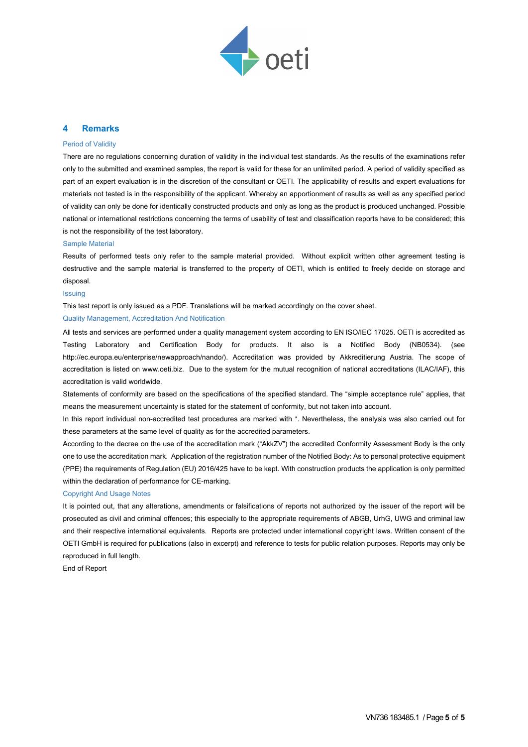## 4 Remarks

### Period of Validity

There are no regulations concerning duration of validity in the individual test standards. As the results of the examinations refer only to the submitted and examined samples, the report is valid for these for an unlimited period. A period of validity specified as part of an expert evaluation is in the discretion of the consultant or OETI. The applicability of results and expert evaluations for materials not tested is in the responsibility of the applicant. Whereby an apportionment of results as well as any specified period of validity can only be done for identically constructed products and only as long as the product is produced unchanged. Possible national or international restrictions concerning the terms of usability of test and classification reports have to be considered; this is not the responsibility of the test laboratory.

### Sample Material

Results of performed tests only refer to the sample material provided. Without explicit written other agreement testing is destructive and the sample material is transferred to the property of OETI, which is entitled to freely decide on storage and disposal.

### Issuing

This test report is only issued as a PDF. Translations will be marked accordingly on the cover sheet.

### Quality Management, Accreditation And Notification

All tests and services are performed under a quality management system according to EN ISO/IEC 17025. OETI is accredited as Testing Laboratory and Certification Body for products. It also is a Notified Body (NB0534). (see http://ec.europa.eu/enterprise/newapproach/nando/). Accreditation was provided by Akkreditierung Austria. The scope of accreditation is listed on www.oeti.biz. Due to the system for the mutual recognition of national accreditations (ILAC/IAF), this accreditation is valid worldwide.

Statements of conformity are based on the specifications of the specified standard. The "simple acceptance rule" applies, that means the measurement uncertainty is stated for the statement of conformity, but not taken into account.

In this report individual non-accredited test procedures are marked with *. Nevertheless, the analysis was also carried out for these parameters at the same level of quality as for the accredited parameters.

According to the decree on the use of the accreditation mark ("AkkZV") the accredited Conformity Assessment Body is the only one to use the accreditation mark. Application of the registration number of the Notified Body: As to personal protective equipment (PPE) the requirements of Regulation (EU) 2016/425 have to be kept. With construction products the application is only permitted within the declaration of performance for CE-marking.

### Copyright And Usage Notes

It is pointed out, that any alterations, amendments or falsifications of reports not authorized by the issuer of the report will be prosecuted as civil and criminal offences; this especially to the appropriate requirements of ABGB, UrhG, UWG and criminal law and their respective international equivalents. Reports are protected under international copyright laws. Written consent of the OETI GmbH is required for publications (also in excerpt) and reference to tests for public relation purposes. Reports may only be reproduced in full length.

End of Report